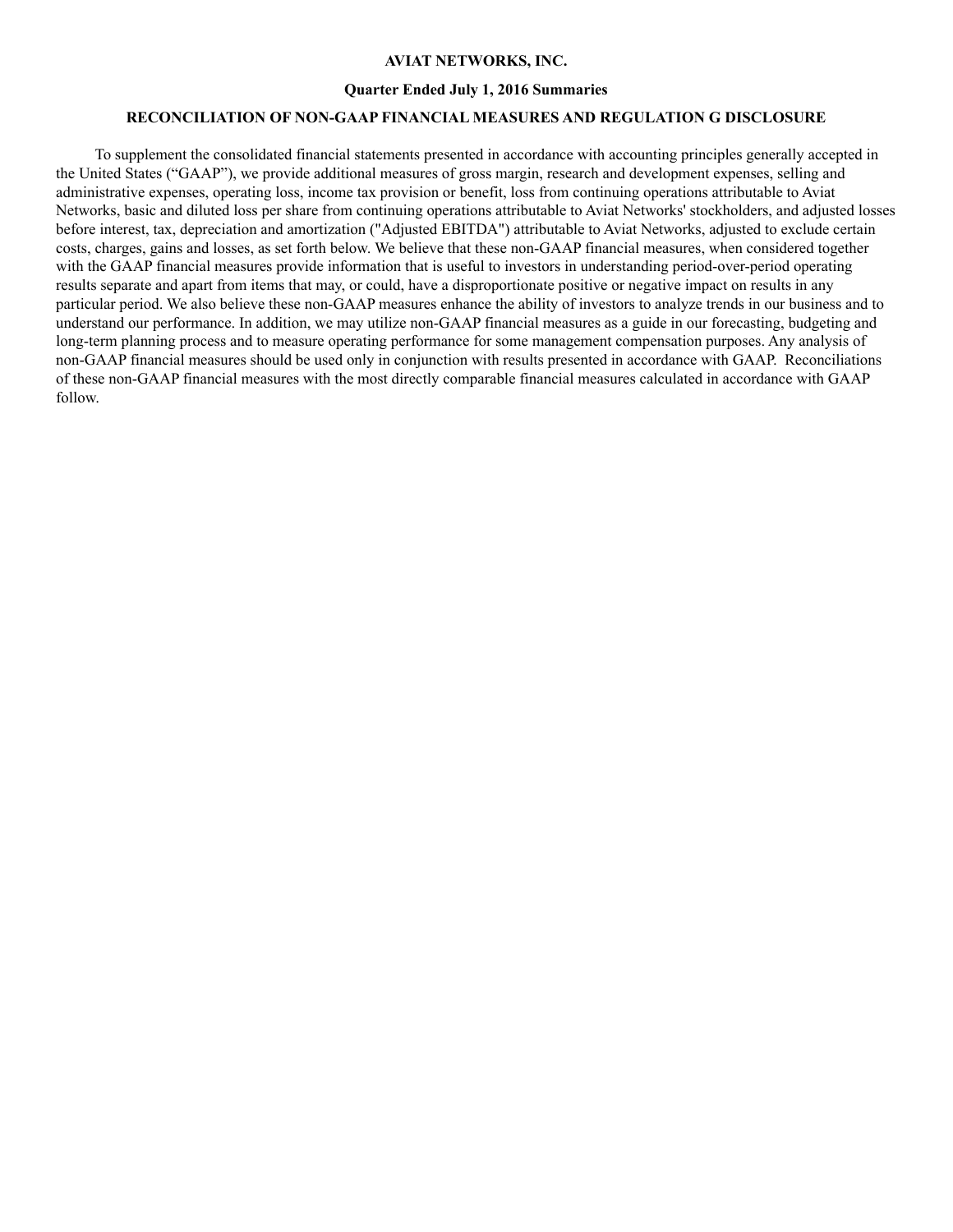**AVIAT NETWORKS, INC.**

**Quarter Ended July 1, 2016 Summaries**

**RECONCILIATION OF NON-GAAP FINANCIAL MEASURES AND REGULATION G DISCLOSURE**

To supplement the consolidated financial statements presented in accordance with accounting principles generally accepted in the United States ("GAAP"), we provide additional measures of gross margin, research and development expenses, selling and administrative expenses, operating loss, income tax provision or benefit, loss from continuing operations attributable to Aviat Networks, basic and diluted loss per share from continuing operations attributable to Aviat Networks' stockholders, and adjusted losses before interest, tax, depreciation and amortization ("Adjusted EBITDA") attributable to Aviat Networks, adjusted to exclude certain costs, charges, gains and losses, as set forth below. We believe that these non-GAAP financial measures, when considered together with the GAAP financial measures provide information that is useful to investors in understanding period-over-period operating results separate and apart from items that may, or could, have a disproportionate positive or negative impact on results in any particular period. We also believe these non-GAAP measures enhance the ability of investors to analyze trends in our business and to understand our performance. In addition, we may utilize non-GAAP financial measures as a guide in our forecasting, budgeting and long-term planning process and to measure operating performance for some management compensation purposes. Any analysis of non-GAAP financial measures should be used only in conjunction with results presented in accordance with GAAP. Reconciliations of these non-GAAP financial measures with the most directly comparable financial measures calculated in accordance with GAAP follow.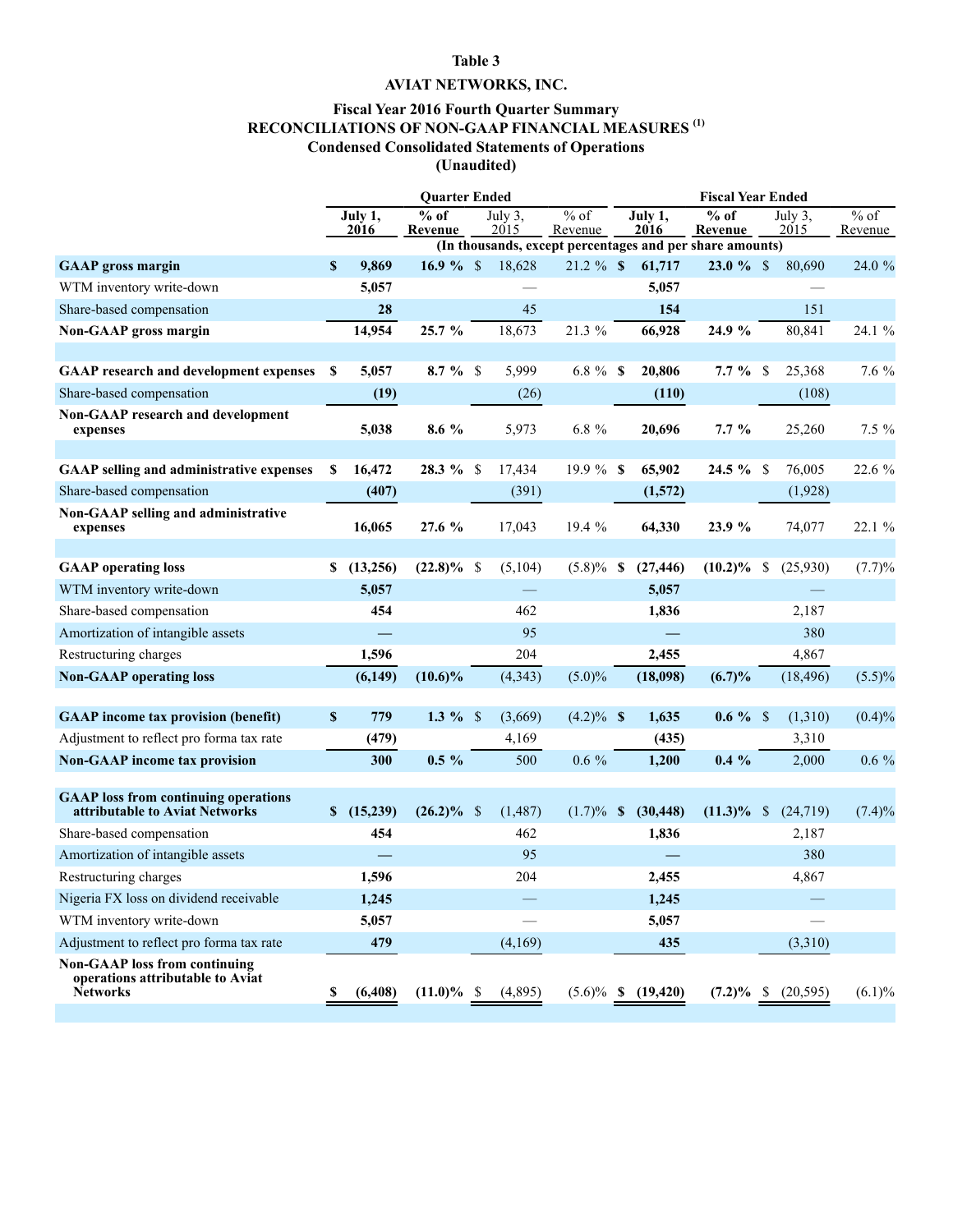**Table 3**

**AVIAT NETWORKS, INC.**

**Fiscal Year 2016 Fourth Quarter Summary**
**RECONCILIATIONS OF NON-GAAP FINANCIAL MEASURES [(1)]**
**Condensed Consolidated Statements of Operations**
**(Unaudited)**

| | Quarter Ended | | | | Fiscal Year Ended | | | |
|---|---|---|---|---|---|---|---|---|
| | **July 1, 2016** | **% of Revenue** | July 3, 2015 | % of Revenue | **July 1, 2016** | **% of Revenue** | July 3, 2015 | % of Revenue |
| | (In thousands, except percentages and per share amounts) | | | | | | | |
| **GAAP gross margin** | **$ 9,869** | **16.9 %** | $ 18,628 | 21.2 % | **$ 61,717** | **23.0 %** | $ 80,690 | 24.0 % |
| WTM inventory write-down | **5,057** | | — | | **5,057** | | — | |
| Share-based compensation | **28** | | 45 | | **154** | | 151 | |
| **Non-GAAP gross margin** | **14,954** | **25.7 %** | 18,673 | 21.3 % | **66,928** | **24.9 %** | 80,841 | 24.1 % |
| | | | | | | | | |
| **GAAP research and development expenses** | **$ 5,057** | **8.7 %** | $ 5,999 | 6.8 % | **$ 20,806** | **7.7 %** | $ 25,368 | 7.6 % |
| Share-based compensation | **(19)** | | (26) | | **(110)** | | (108) | |
| **Non-GAAP research and development expenses** | **5,038** | **8.6 %** | 5,973 | 6.8 % | **20,696** | **7.7 %** | 25,260 | 7.5 % |
| | | | | | | | | |
| **GAAP selling and administrative expenses** | **$ 16,472** | **28.3 %** | $ 17,434 | 19.9 % | **$ 65,902** | **24.5 %** | $ 76,005 | 22.6 % |
| Share-based compensation | **(407)** | | (391) | | **(1,572)** | | (1,928) | |
| **Non-GAAP selling and administrative expenses** | **16,065** | **27.6 %** | 17,043 | 19.4 % | **64,330** | **23.9 %** | 74,077 | 22.1 % |
| | | | | | | | | |
| **GAAP operating loss** | **$ (13,256)** | **(22.8)%** | $ (5,104) | (5.8)% | **$ (27,446)** | **(10.2)%** | $ (25,930) | (7.7)% |
| WTM inventory write-down | **5,057** | | — | | **5,057** | | — | |
| Share-based compensation | **454** | | 462 | | **1,836** | | 2,187 | |
| Amortization of intangible assets | **—** | | 95 | | **—** | | 380 | |
| Restructuring charges | **1,596** | | 204 | | **2,455** | | 4,867 | |
| **Non-GAAP operating loss** | **(6,149)** | **(10.6)%** | (4,343) | (5.0)% | **(18,098)** | **(6.7)%** | (18,496) | (5.5)% |
| | | | | | | | | |
| **GAAP income tax provision (benefit)** | **$ 779** | **1.3 %** | $ (3,669) | (4.2)% | **$ 1,635** | **0.6 %** | $ (1,310) | (0.4)% |
| Adjustment to reflect pro forma tax rate | **(479)** | | 4,169 | | **(435)** | | 3,310 | |
| **Non-GAAP income tax provision** | **300** | **0.5 %** | 500 | 0.6 % | **1,200** | **0.4 %** | 2,000 | 0.6 % |
| | | | | | | | | |
| **GAAP loss from continuing operations attributable to Aviat Networks** | **$ (15,239)** | **(26.2)%** | $ (1,487) | (1.7)% | **$ (30,448)** | **(11.3)%** | $ (24,719) | (7.4)% |
| Share-based compensation | **454** | | 462 | | **1,836** | | 2,187 | |
| Amortization of intangible assets | **—** | | 95 | | **—** | | 380 | |
| Restructuring charges | **1,596** | | 204 | | **2,455** | | 4,867 | |
| Nigeria FX loss on dividend receivable | **1,245** | | — | | **1,245** | | — | |
| WTM inventory write-down | **5,057** | | — | | **5,057** | | — | |
| Adjustment to reflect pro forma tax rate | **479** | | (4,169) | | **435** | | (3,310) | |
| **Non-GAAP loss from continuing operations attributable to Aviat Networks** | **$ (6,408)** | **(11.0)%** | $ (4,895) | (5.6)% | **$ (19,420)** | **(7.2)%** | $ (20,595) | (6.1)% |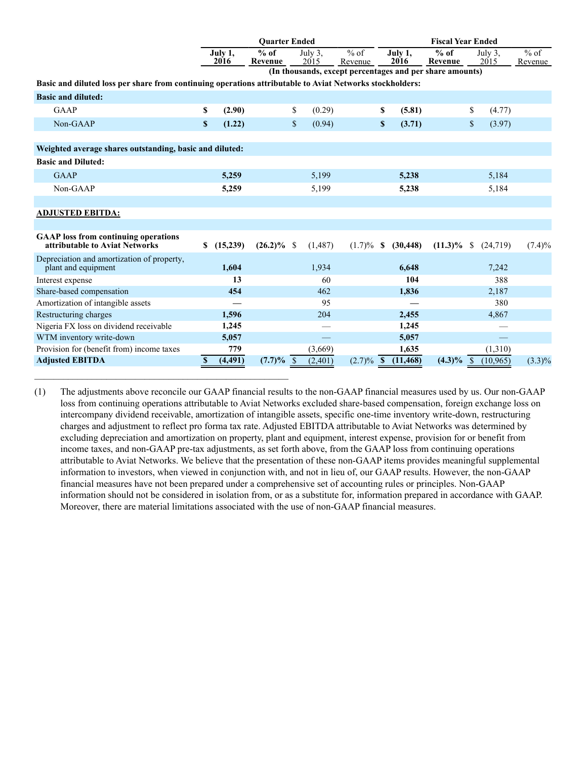| | Quarter Ended | | | | Fiscal Year Ended | | | |
|---|---|---|---|---|---|---|---|---|
| | **July 1, 2016** | **% of Revenue** | July 3, 2015 | % of Revenue | **July 1, 2016** | **% of Revenue** | July 3, 2015 | % of Revenue |
| | (In thousands, except percentages and per share amounts) | | | | | | | |
| **Basic and diluted loss per share from continuing operations attributable to Aviat Networks stockholders:** | | | | | | | | |
| **Basic and diluted:** | | | | | | | | |
| GAAP | **$ (2.90)** | | $ (0.29) | | **$ (5.81)** | | $ (4.77) | |
| Non-GAAP | **$ (1.22)** | | $ (0.94) | | **$ (3.71)** | | $ (3.97) | |
| | | | | | | | | |
| **Weighted average shares outstanding, basic and diluted:** | | | | | | | | |
| **Basic and Diluted:** | | | | | | | | |
| GAAP | **5,259** | | 5,199 | | **5,238** | | 5,184 | |
| Non-GAAP | **5,259** | | 5,199 | | **5,238** | | 5,184 | |
| | | | | | | | | |
| **ADJUSTED EBITDA:** | | | | | | | | |
| | | | | | | | | |
| **GAAP loss from continuing operations attributable to Aviat Networks** | **$ (15,239)** | **(26.2)%** | $ (1,487) | (1.7)% | **$ (30,448)** | **(11.3)%** | $ (24,719) | (7.4)% |
| Depreciation and amortization of property, plant and equipment | **1,604** | | 1,934 | | **6,648** | | 7,242 | |
| Interest expense | **13** | | 60 | | **104** | | 388 | |
| Share-based compensation | **454** | | 462 | | **1,836** | | 2,187 | |
| Amortization of intangible assets | **—** | | 95 | | **—** | | 380 | |
| Restructuring charges | **1,596** | | 204 | | **2,455** | | 4,867 | |
| Nigeria FX loss on dividend receivable | **1,245** | | — | | **1,245** | | — | |
| WTM inventory write-down | **5,057** | | — | | **5,057** | | — | |
| Provision for (benefit from) income taxes | **779** | | (3,669) | | **1,635** | | (1,310) | |
| **Adjusted EBITDA** | **$ (4,491)** | **(7.7)%** | $ (2,401) | (2.7)% | **$ (11,468)** | **(4.3)%** | $ (10,965) | (3.3)% |

(1) The adjustments above reconcile our GAAP financial results to the non-GAAP financial measures used by us. Our non-GAAP loss from continuing operations attributable to Aviat Networks excluded share-based compensation, foreign exchange loss on intercompany dividend receivable, amortization of intangible assets, specific one-time inventory write-down, restructuring charges and adjustment to reflect pro forma tax rate. Adjusted EBITDA attributable to Aviat Networks was determined by excluding depreciation and amortization on property, plant and equipment, interest expense, provision for or benefit from income taxes, and non-GAAP pre-tax adjustments, as set forth above, from the GAAP loss from continuing operations attributable to Aviat Networks. We believe that the presentation of these non-GAAP items provides meaningful supplemental information to investors, when viewed in conjunction with, and not in lieu of, our GAAP results. However, the non-GAAP financial measures have not been prepared under a comprehensive set of accounting rules or principles. Non-GAAP information should not be considered in isolation from, or as a substitute for, information prepared in accordance with GAAP. Moreover, there are material limitations associated with the use of non-GAAP financial measures.